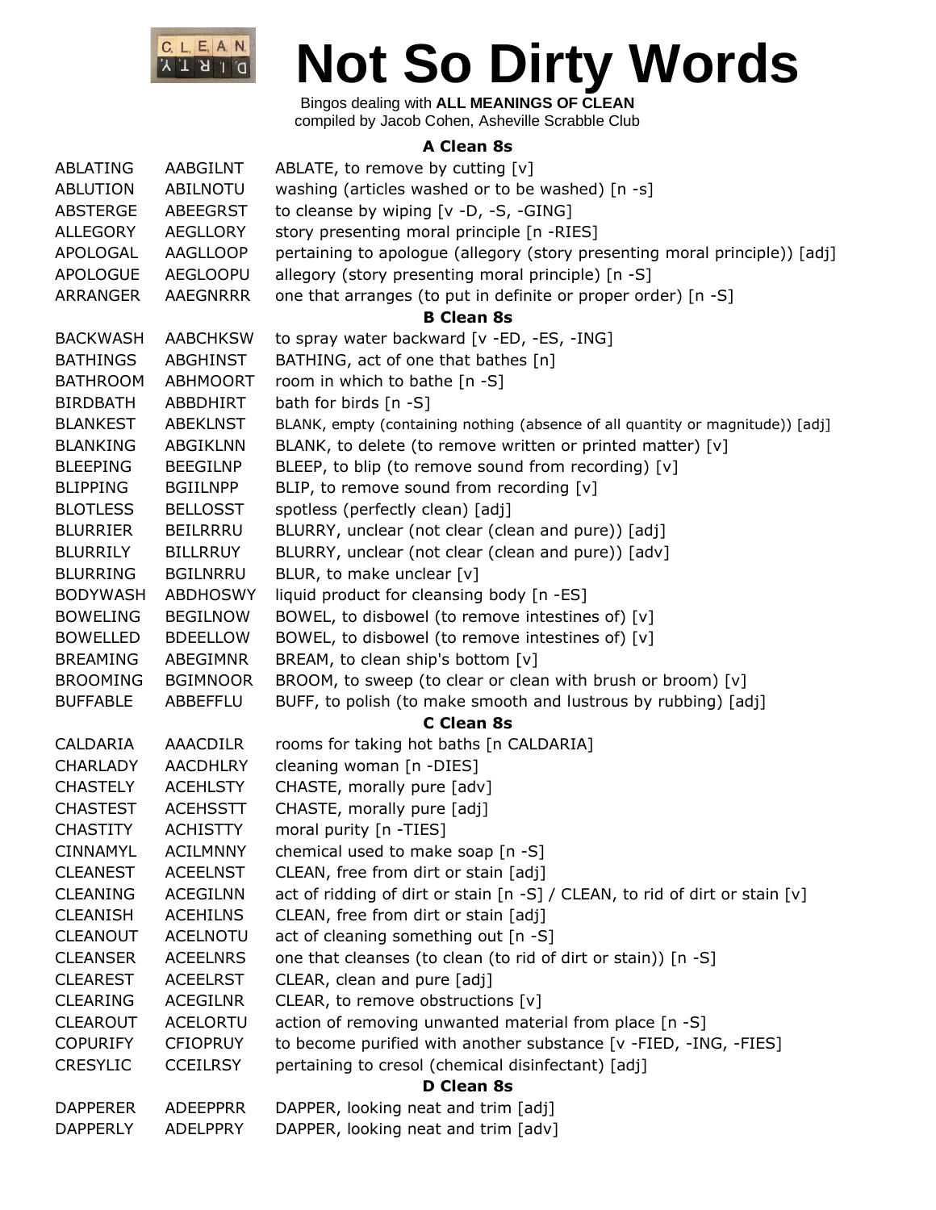# Not So Dirty Words

Bingos dealing with **ALL MEANINGS OF CLEAN**
compiled by Jacob Cohen, Asheville Scrabble Club

### A Clean 8s

| | | |
|---|---|---|
| ABLATING | AABGILNT | ABLATE, to remove by cutting [v] |
| ABLUTION | ABILNOTU | washing (articles washed or to be washed) [n -s] |
| ABSTERGE | ABEEGRST | to cleanse by wiping [v -D, -S, -GING] |
| ALLEGORY | AEGLLORY | story presenting moral principle [n -RIES] |
| APOLOGAL | AAGLLOOP | pertaining to apologue (allegory (story presenting moral principle)) [adj] |
| APOLOGUE | AEGLOOPU | allegory (story presenting moral principle) [n -S] |
| ARRANGER | AAEGNRRR | one that arranges (to put in definite or proper order) [n -S] |

### B Clean 8s

| | | |
|---|---|---|
| BACKWASH | AABCHKSW | to spray water backward [v -ED, -ES, -ING] |
| BATHINGS | ABGHINST | BATHING, act of one that bathes [n] |
| BATHROOM | ABHMOORT | room in which to bathe [n -S] |
| BIRDBATH | ABBDHIRT | bath for birds [n -S] |
| BLANKEST | ABEKLNST | BLANK, empty (containing nothing (absence of all quantity or magnitude)) [adj] |
| BLANKING | ABGIKLNN | BLANK, to delete (to remove written or printed matter) [v] |
| BLEEPING | BEEGILNP | BLEEP, to blip (to remove sound from recording) [v] |
| BLIPPING | BGIILNPP | BLIP, to remove sound from recording [v] |
| BLOTLESS | BELLOSST | spotless (perfectly clean) [adj] |
| BLURRIER | BEILRRRU | BLURRY, unclear (not clear (clean and pure)) [adj] |
| BLURRILY | BILLRRUY | BLURRY, unclear (not clear (clean and pure)) [adv] |
| BLURRING | BGILNRRU | BLUR, to make unclear [v] |
| BODYWASH | ABDHOSWY | liquid product for cleansing body [n -ES] |
| BOWELING | BEGILNOW | BOWEL, to disbowel (to remove intestines of) [v] |
| BOWELLED | BDEELLOW | BOWEL, to disbowel (to remove intestines of) [v] |
| BREAMING | ABEGIMNR | BREAM, to clean ship's bottom [v] |
| BROOMING | BGIMNOOR | BROOM, to sweep (to clear or clean with brush or broom) [v] |
| BUFFABLE | ABBEFFLU | BUFF, to polish (to make smooth and lustrous by rubbing) [adj] |

### C Clean 8s

| | | |
|---|---|---|
| CALDARIA | AAACDILR | rooms for taking hot baths [n CALDARIA] |
| CHARLADY | AACDHLRY | cleaning woman [n -DIES] |
| CHASTELY | ACEHLSTY | CHASTE, morally pure [adv] |
| CHASTEST | ACEHSSTT | CHASTE, morally pure [adj] |
| CHASTITY | ACHISTTY | moral purity [n -TIES] |
| CINNAMYL | ACILMNNY | chemical used to make soap [n -S] |
| CLEANEST | ACEELNST | CLEAN, free from dirt or stain [adj] |
| CLEANING | ACEGILNN | act of ridding of dirt or stain [n -S] / CLEAN, to rid of dirt or stain [v] |
| CLEANISH | ACEHILNS | CLEAN, free from dirt or stain [adj] |
| CLEANOUT | ACELNOTU | act of cleaning something out [n -S] |
| CLEANSER | ACEELNRS | one that cleanses (to clean (to rid of dirt or stain)) [n -S] |
| CLEAREST | ACEELRST | CLEAR, clean and pure [adj] |
| CLEARING | ACEGILNR | CLEAR, to remove obstructions [v] |
| CLEAROUT | ACELORTU | action of removing unwanted material from place [n -S] |
| COPURIFY | CFIOPRUY | to become purified with another substance [v -FIED, -ING, -FIES] |
| CRESYLIC | CCEILRSY | pertaining to cresol (chemical disinfectant) [adj] |

### D Clean 8s

| | | |
|---|---|---|
| DAPPERER | ADEEPPRR | DAPPER, looking neat and trim [adj] |
| DAPPERLY | ADELPPRY | DAPPER, looking neat and trim [adv] |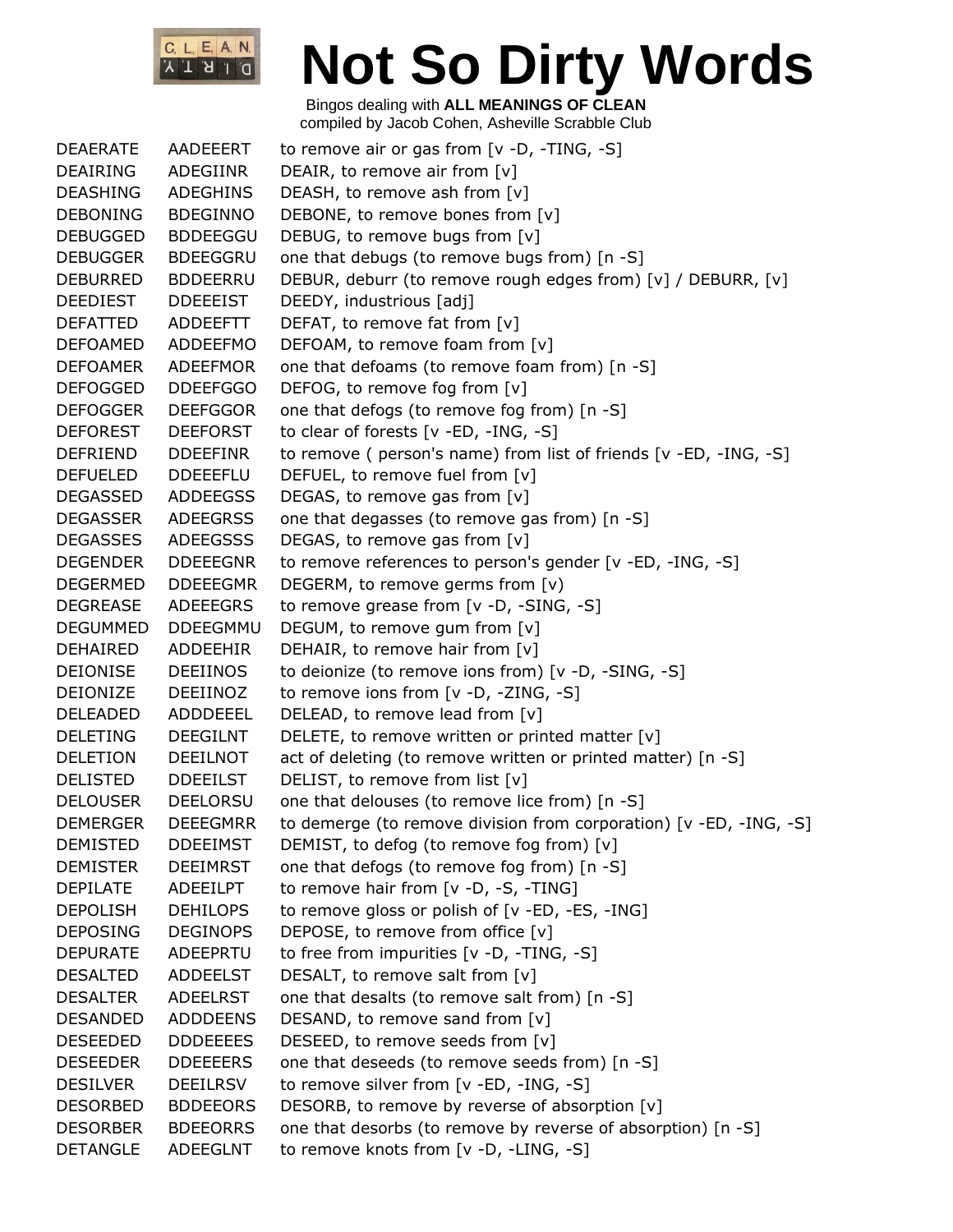# Not So Dirty Words

Bingos dealing with **ALL MEANINGS OF CLEAN**
compiled by Jacob Cohen, Asheville Scrabble Club

| | | |
|---|---|---|
| DEAERATE | AADEEERT | to remove air or gas from [v -D, -TING, -S] |
| DEAIRING | ADEGIINR | DEAIR, to remove air from [v] |
| DEASHING | ADEGHINS | DEASH, to remove ash from [v] |
| DEBONING | BDEGINNO | DEBONE, to remove bones from [v] |
| DEBUGGED | BDDEEGGU | DEBUG, to remove bugs from [v] |
| DEBUGGER | BDEEGGRU | one that debugs (to remove bugs from) [n -S] |
| DEBURRED | BDDEERRU | DEBUR, deburr (to remove rough edges from) [v] / DEBURR, [v] |
| DEEDIEST | DDEEEIST | DEEDY, industrious [adj] |
| DEFATTED | ADDEEFTT | DEFAT, to remove fat from [v] |
| DEFOAMED | ADDEEFMO | DEFOAM, to remove foam from [v] |
| DEFOAMER | ADEEFMOR | one that defoams (to remove foam from) [n -S] |
| DEFOGGED | DDEEFGGO | DEFOG, to remove fog from [v] |
| DEFOGGER | DEEFGGOR | one that defogs (to remove fog from) [n -S] |
| DEFOREST | DEEFORST | to clear of forests [v -ED, -ING, -S] |
| DEFRIEND | DDEEFINR | to remove ( person's name) from list of friends [v -ED, -ING, -S] |
| DEFUELED | DDEEEFLU | DEFUEL, to remove fuel from [v] |
| DEGASSED | ADDEEGSS | DEGAS, to remove gas from [v] |
| DEGASSER | ADEEGRSS | one that degasses (to remove gas from) [n -S] |
| DEGASSES | ADEEGSSS | DEGAS, to remove gas from [v] |
| DEGENDER | DDEEEGNR | to remove references to person's gender [v -ED, -ING, -S] |
| DEGERMED | DDEEEGMR | DEGERM, to remove germs from [v) |
| DEGREASE | ADEEEGRS | to remove grease from [v -D, -SING, -S] |
| DEGUMMED | DDEEGMMU | DEGUM, to remove gum from [v] |
| DEHAIRED | ADDEEHIR | DEHAIR, to remove hair from [v] |
| DEIONISE | DEEIINOS | to deionize (to remove ions from) [v -D, -SING, -S] |
| DEIONIZE | DEEIINOZ | to remove ions from [v -D, -ZING, -S] |
| DELEADED | ADDDEEEL | DELEAD, to remove lead from [v] |
| DELETING | DEEGILNT | DELETE, to remove written or printed matter [v] |
| DELETION | DEEILNOT | act of deleting (to remove written or printed matter) [n -S] |
| DELISTED | DDEEILST | DELIST, to remove from list [v] |
| DELOUSER | DEELORSU | one that delouses (to remove lice from) [n -S] |
| DEMERGER | DEEEGMRR | to demerge (to remove division from corporation) [v -ED, -ING, -S] |
| DEMISTED | DDEEIMST | DEMIST, to defog (to remove fog from) [v] |
| DEMISTER | DEEIMRST | one that defogs (to remove fog from) [n -S] |
| DEPILATE | ADEEILPT | to remove hair from [v -D, -S, -TING] |
| DEPOLISH | DEHILOPS | to remove gloss or polish of [v -ED, -ES, -ING] |
| DEPOSING | DEGINOPS | DEPOSE, to remove from office [v] |
| DEPURATE | ADEEPRTU | to free from impurities [v -D, -TING, -S] |
| DESALTED | ADDEELST | DESALT, to remove salt from [v] |
| DESALTER | ADEELRST | one that desalts (to remove salt from) [n -S] |
| DESANDED | ADDDEENS | DESAND, to remove sand from [v] |
| DESEEDED | DDDEEEES | DESEED, to remove seeds from [v] |
| DESEEDER | DDEEEERS | one that deseeds (to remove seeds from) [n -S] |
| DESILVER | DEEILRSV | to remove silver from [v -ED, -ING, -S] |
| DESORBED | BDDEEORS | DESORB, to remove by reverse of absorption [v] |
| DESORBER | BDEEORRS | one that desorbs (to remove by reverse of absorption) [n -S] |
| DETANGLE | ADEEGLNT | to remove knots from [v -D, -LING, -S] |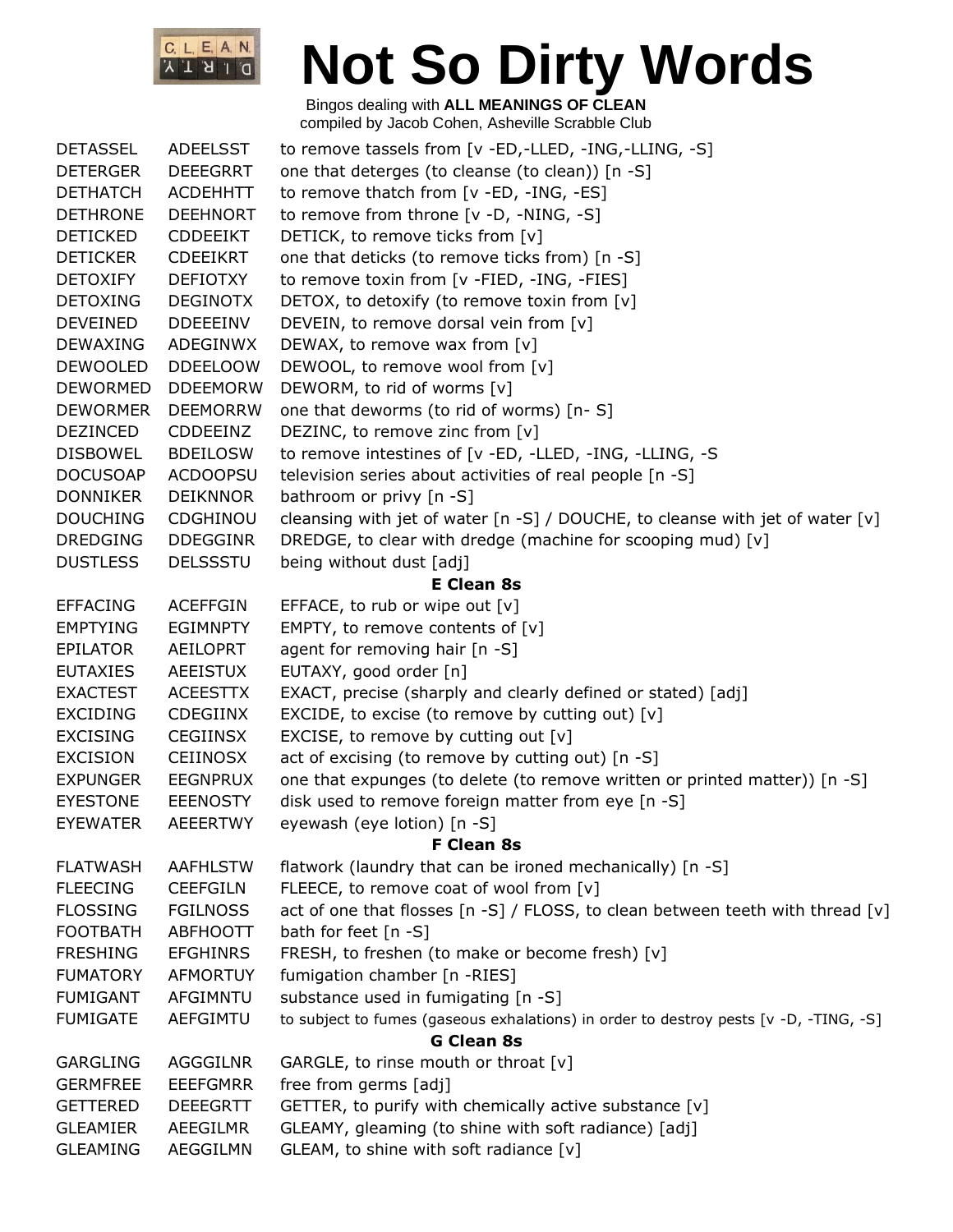| | | |
|---|---|---|
| DETASSEL | ADEELSST | to remove tassels from [v -ED,-LLED, -ING,-LLING, -S] |
| DETERGER | DEEEGRRT | one that deterges (to cleanse (to clean)) [n -S] |
| DETHATCH | ACDEHHTT | to remove thatch from [v -ED, -ING, -ES] |
| DETHRONE | DEEHNORT | to remove from throne [v -D, -NING, -S] |
| DETICKED | CDDEEIKT | DETICK, to remove ticks from [v] |
| DETICKER | CDEEIKRT | one that deticks (to remove ticks from) [n -S] |
| DETOXIFY | DEFIOTXY | to remove toxin from [v -FIED, -ING, -FIES] |
| DETOXING | DEGINOTX | DETOX, to detoxify (to remove toxin from [v] |
| DEVEINED | DDEEEINV | DEVEIN, to remove dorsal vein from [v] |
| DEWAXING | ADEGINWX | DEWAX, to remove wax from [v] |
| DEWOOLED | DDEELOOW | DEWOOL, to remove wool from [v] |
| DEWORMED | DDEEMORW | DEWORM, to rid of worms [v] |
| DEWORMER | DEEMORRW | one that deworms (to rid of worms) [n- S] |
| DEZINCED | CDDEEINZ | DEZINC, to remove zinc from [v] |
| DISBOWEL | BDEILOSW | to remove intestines of [v -ED, -LLED, -ING, -LLING, -S |
| DOCUSOAP | ACDOOPSU | television series about activities of real people [n -S] |
| DONNIKER | DEIKNNOR | bathroom or privy [n -S] |
| DOUCHING | CDGHINOU | cleansing with jet of water [n -S] / DOUCHE, to cleanse with jet of water [v] |
| DREDGING | DDEGGINR | DREDGE, to clear with dredge (machine for scooping mud) [v] |
| DUSTLESS | DELSSSTU | being without dust [adj] |
| | | **E Clean 8s** |
| EFFACING | ACEFFGIN | EFFACE, to rub or wipe out [v] |
| EMPTYING | EGIMNPTY | EMPTY, to remove contents of [v] |
| EPILATOR | AEILOPRT | agent for removing hair [n -S] |
| EUTAXIES | AEEISTUX | EUTAXY, good order [n] |
| EXACTEST | ACEESTTX | EXACT, precise (sharply and clearly defined or stated) [adj] |
| EXCIDING | CDEGIINX | EXCIDE, to excise (to remove by cutting out) [v] |
| EXCISING | CEGIINSX | EXCISE, to remove by cutting out [v] |
| EXCISION | CEIINOSX | act of excising (to remove by cutting out) [n -S] |
| EXPUNGER | EEGNPRUX | one that expunges (to delete (to remove written or printed matter)) [n -S] |
| EYESTONE | EEENOSTY | disk used to remove foreign matter from eye [n -S] |
| EYEWATER | AEEERTWY | eyewash (eye lotion) [n -S] |
| | | **F Clean 8s** |
| FLATWASH | AAFHLSTW | flatwork (laundry that can be ironed mechanically) [n -S] |
| FLEECING | CEEFGILN | FLEECE, to remove coat of wool from [v] |
| FLOSSING | FGILNOSS | act of one that flosses [n -S] / FLOSS, to clean between teeth with thread [v] |
| FOOTBATH | ABFHOOTT | bath for feet [n -S] |
| FRESHING | EFGHINRS | FRESH, to freshen (to make or become fresh) [v] |
| FUMATORY | AFMORTUY | fumigation chamber [n -RIES] |
| FUMIGANT | AFGIMNTU | substance used in fumigating [n -S] |
| FUMIGATE | AEFGIMTU | to subject to fumes (gaseous exhalations) in order to destroy pests [v -D, -TING, -S] |
| | | **G Clean 8s** |
| GARGLING | AGGGILNR | GARGLE, to rinse mouth or throat [v] |
| GERMFREE | EEEFGMRR | free from germs [adj] |
| GETTERED | DEEEGRTT | GETTER, to purify with chemically active substance [v] |
| GLEAMIER | AEEGILMR | GLEAMY, gleaming (to shine with soft radiance) [adj] |
| GLEAMING | AEGGILMN | GLEAM, to shine with soft radiance [v] |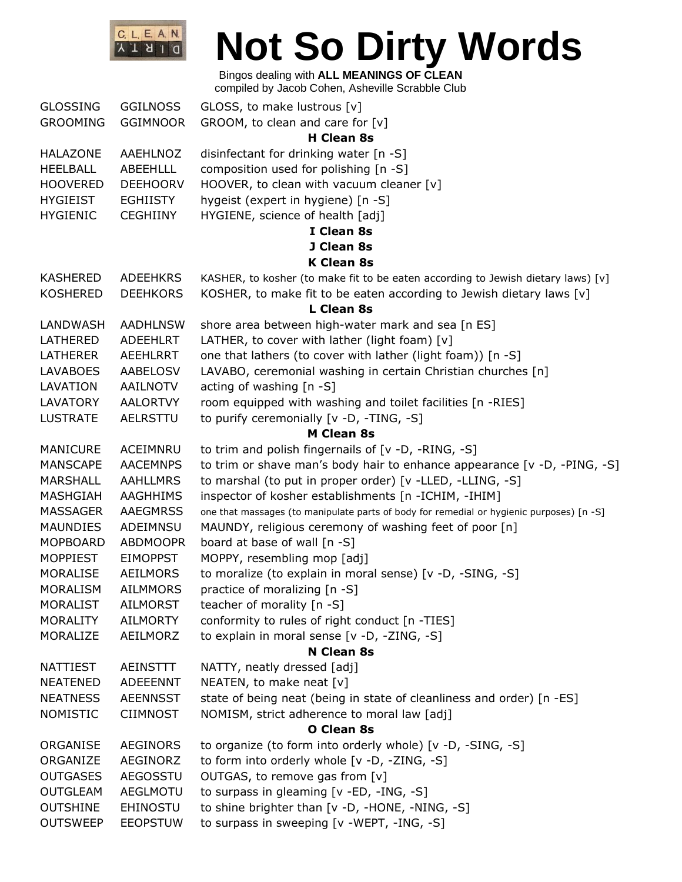# Not So Dirty Words

Bingos dealing with **ALL MEANINGS OF CLEAN**
compiled by Jacob Cohen, Asheville Scrabble Club

| | | |
|---|---|---|
| GLOSSING | GGILNOSS | GLOSS, to make lustrous [v] |
| GROOMING | GGIMNOOR | GROOM, to clean and care for [v] |

**H Clean 8s**

| | | |
|---|---|---|
| HALAZONE | AAEHLNOZ | disinfectant for drinking water [n -S] |
| HEELBALL | ABEEHLLL | composition used for polishing [n -S] |
| HOOVERED | DEEHOORV | HOOVER, to clean with vacuum cleaner [v] |
| HYGIEIST | EGHIISTY | hygeist (expert in hygiene) [n -S] |
| HYGIENIC | CEGHIINY | HYGIENE, science of health [adj] |

**I Clean 8s**

**J Clean 8s**

**K Clean 8s**

| | | |
|---|---|---|
| KASHERED | ADEEHKRS | KASHER, to kosher (to make fit to be eaten according to Jewish dietary laws) [v] |
| KOSHERED | DEEHKORS | KOSHER, to make fit to be eaten according to Jewish dietary laws [v] |

**L Clean 8s**

| | | |
|---|---|---|
| LANDWASH | AADHLNSW | shore area between high-water mark and sea [n ES] |
| LATHERED | ADEEHLRT | LATHER, to cover with lather (light foam) [v] |
| LATHERER | AEEHLRRT | one that lathers (to cover with lather (light foam)) [n -S] |
| LAVABOES | AABELOSV | LAVABO, ceremonial washing in certain Christian churches [n] |
| LAVATION | AAILNOTV | acting of washing [n -S] |
| LAVATORY | AALORTVY | room equipped with washing and toilet facilities [n -RIES] |
| LUSTRATE | AELRSTTU | to purify ceremonially [v -D, -TING, -S] |

**M Clean 8s**

| | | |
|---|---|---|
| MANICURE | ACEIMNRU | to trim and polish fingernails of [v -D, -RING, -S] |
| MANSCAPE | AACEMNPS | to trim or shave man's body hair to enhance appearance [v -D, -PING, -S] |
| MARSHALL | AAHLLMRS | to marshal (to put in proper order) [v -LLED, -LLING, -S] |
| MASHGIAH | AAGHHIMS | inspector of kosher establishments [n -ICHIM, -IHIM] |
| MASSAGER | AAEGMRSS | one that massages (to manipulate parts of body for remedial or hygienic purposes) [n -S] |
| MAUNDIES | ADEIMNSU | MAUNDY, religious ceremony of washing feet of poor [n] |
| MOPBOARD | ABDMOOPR | board at base of wall [n -S] |
| MOPPIEST | EIMOPPST | MOPPY, resembling mop [adj] |
| MORALISE | AEILMORS | to moralize (to explain in moral sense) [v -D, -SING, -S] |
| MORALISM | AILMMORS | practice of moralizing [n -S] |
| MORALIST | AILMORST | teacher of morality [n -S] |
| MORALITY | AILMORTY | conformity to rules of right conduct [n -TIES] |
| MORALIZE | AEILMORZ | to explain in moral sense [v -D, -ZING, -S] |

**N Clean 8s**

| | | |
|---|---|---|
| NATTIEST | AEINSTTT | NATTY, neatly dressed [adj] |
| NEATENED | ADEEENNT | NEATEN, to make neat [v] |
| NEATNESS | AEENNSST | state of being neat (being in state of cleanliness and order) [n -ES] |
| NOMISTIC | CIIMNOST | NOMISM, strict adherence to moral law [adj] |

**O Clean 8s**

| | | |
|---|---|---|
| ORGANISE | AEGINORS | to organize (to form into orderly whole) [v -D, -SING, -S] |
| ORGANIZE | AEGINORZ | to form into orderly whole [v -D, -ZING, -S] |
| OUTGASES | AEGOSSTU | OUTGAS, to remove gas from [v] |
| OUTGLEAM | AEGLMOTU | to surpass in gleaming [v -ED, -ING, -S] |
| OUTSHINE | EHINOSTU | to shine brighter than [v -D, -HONE, -NING, -S] |
| OUTSWEEP | EEOPSTUW | to surpass in sweeping [v -WEPT, -ING, -S] |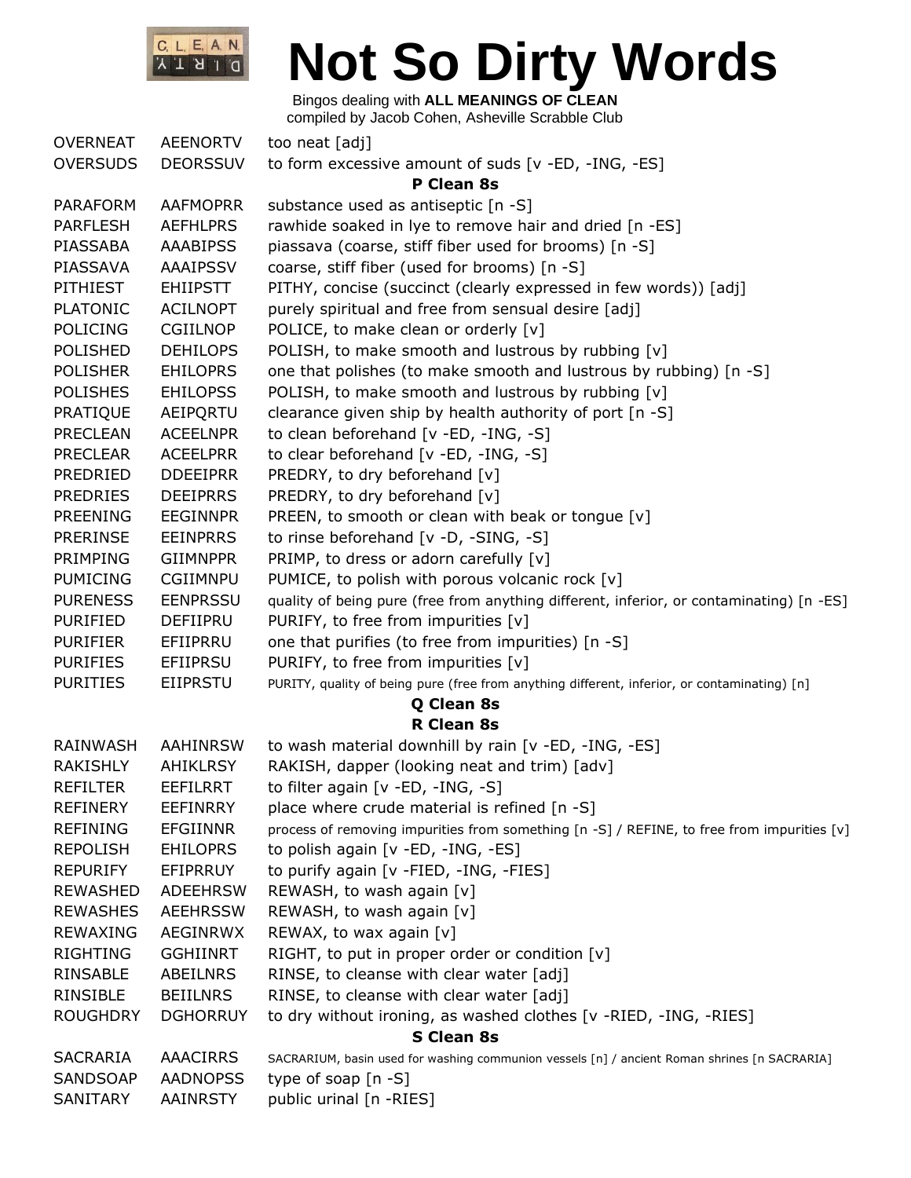# Not So Dirty Words

Bingos dealing with **ALL MEANINGS OF CLEAN**
compiled by Jacob Cohen, Asheville Scrabble Club

| | | |
|---|---|---|
| OVERNEAT | AEENORTV | too neat [adj] |
| OVERSUDS | DEORSSUV | to form excessive amount of suds [v -ED, -ING, -ES] |
| | | **P Clean 8s** |
| PARAFORM | AAFMOPRR | substance used as antiseptic [n -S] |
| PARFLESH | AEFHLPRS | rawhide soaked in lye to remove hair and dried [n -ES] |
| PIASSABA | AAABIPSS | piassava (coarse, stiff fiber used for brooms) [n -S] |
| PIASSAVA | AAAIPSSV | coarse, stiff fiber (used for brooms) [n -S] |
| PITHIEST | EHIIPSTT | PITHY, concise (succinct (clearly expressed in few words)) [adj] |
| PLATONIC | ACILNOPT | purely spiritual and free from sensual desire [adj] |
| POLICING | CGIILNOP | POLICE, to make clean or orderly [v] |
| POLISHED | DEHILOPS | POLISH, to make smooth and lustrous by rubbing [v] |
| POLISHER | EHILOPRS | one that polishes (to make smooth and lustrous by rubbing) [n -S] |
| POLISHES | EHILOPSS | POLISH, to make smooth and lustrous by rubbing [v] |
| PRATIQUE | AEIPQRTU | clearance given ship by health authority of port [n -S] |
| PRECLEAN | ACEELNPR | to clean beforehand [v -ED, -ING, -S] |
| PRECLEAR | ACEELPRR | to clear beforehand [v -ED, -ING, -S] |
| PREDRIED | DDEEIPRR | PREDRY, to dry beforehand [v] |
| PREDRIES | DEEIPRRS | PREDRY, to dry beforehand [v] |
| PREENING | EEGINNPR | PREEN, to smooth or clean with beak or tongue [v] |
| PRERINSE | EEINPRRS | to rinse beforehand [v -D, -SING, -S] |
| PRIMPING | GIIMNPPR | PRIMP, to dress or adorn carefully [v] |
| PUMICING | CGIIMNPU | PUMICE, to polish with porous volcanic rock [v] |
| PURENESS | EENPRSSU | quality of being pure (free from anything different, inferior, or contaminating) [n -ES] |
| PURIFIED | DEFIIPRU | PURIFY, to free from impurities [v] |
| PURIFIER | EFIIPRRU | one that purifies (to free from impurities) [n -S] |
| PURIFIES | EFIIPRSU | PURIFY, to free from impurities [v] |
| PURITIES | EIIPRSTU | PURITY, quality of being pure (free from anything different, inferior, or contaminating) [n] |
| | | **Q Clean 8s** |
| | | **R Clean 8s** |
| RAINWASH | AAHINRSW | to wash material downhill by rain [v -ED, -ING, -ES] |
| RAKISHLY | AHIKLRSY | RAKISH, dapper (looking neat and trim) [adv] |
| REFILTER | EEFILRRT | to filter again [v -ED, -ING, -S] |
| REFINERY | EEFINRRY | place where crude material is refined [n -S] |
| REFINING | EFGIINNR | process of removing impurities from something [n -S] / REFINE, to free from impurities [v] |
| REPOLISH | EHILOPRS | to polish again [v -ED, -ING, -ES] |
| REPURIFY | EFIPRRUY | to purify again [v -FIED, -ING, -FIES] |
| REWASHED | ADEEHRSW | REWASH, to wash again [v] |
| REWASHES | AEEHRSSW | REWASH, to wash again [v] |
| REWAXING | AEGINRWX | REWAX, to wax again [v] |
| RIGHTING | GGHIINRT | RIGHT, to put in proper order or condition [v] |
| RINSABLE | ABEILNRS | RINSE, to cleanse with clear water [adj] |
| RINSIBLE | BEIILNRS | RINSE, to cleanse with clear water [adj] |
| ROUGHDRY | DGHORRUY | to dry without ironing, as washed clothes [v -RIED, -ING, -RIES] |
| | | **S Clean 8s** |
| SACRARIA | AAACIRRS | SACRARIUM, basin used for washing communion vessels [n] / ancient Roman shrines [n SACRARIA] |
| SANDSOAP | AADNOPSS | type of soap [n -S] |
| SANITARY | AAINRSTY | public urinal [n -RIES] |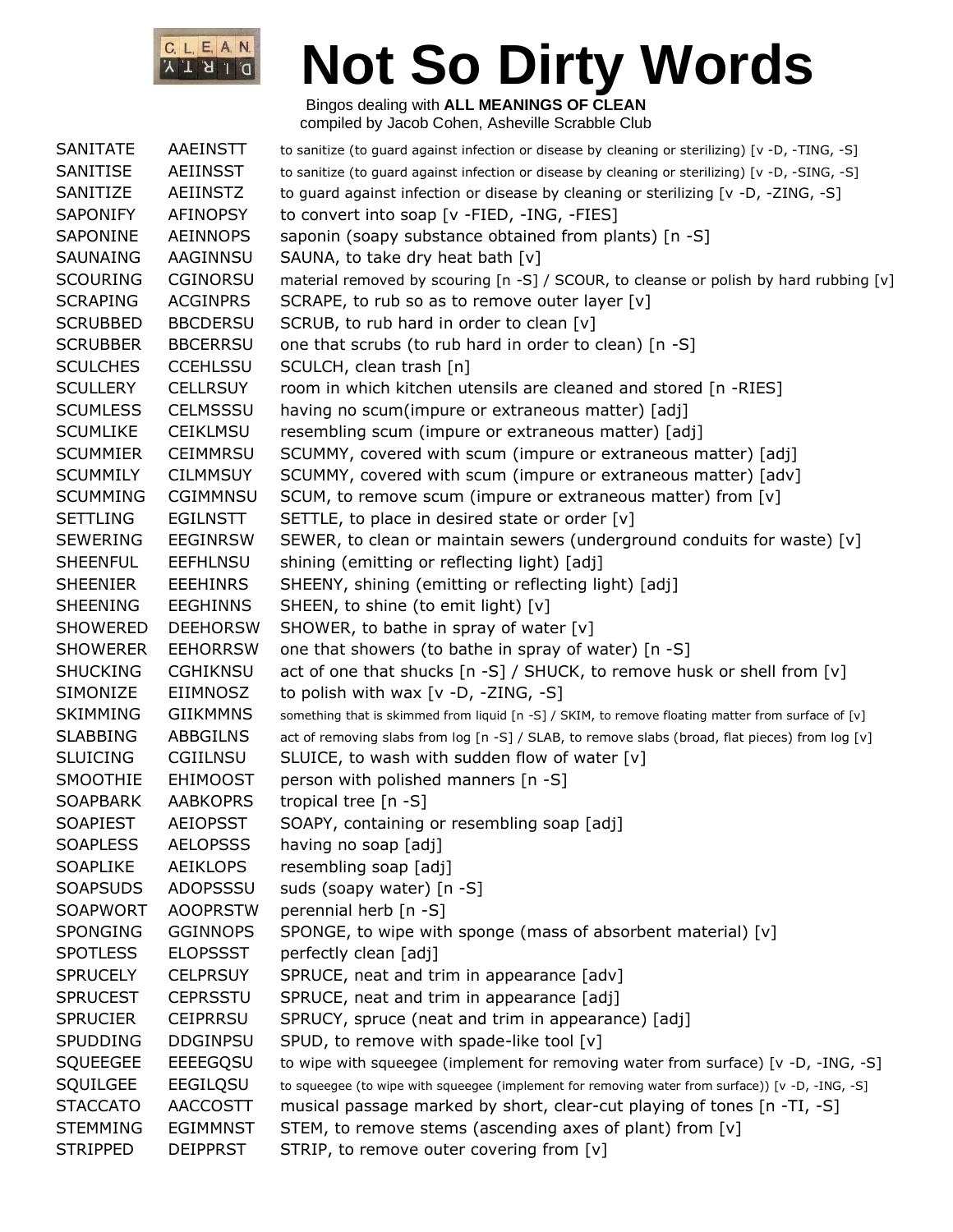# Not So Dirty Words

Bingos dealing with **ALL MEANINGS OF CLEAN**
compiled by Jacob Cohen, Asheville Scrabble Club

| | | |
|---|---|---|
| SANITATE | AAEINSTT | to sanitize (to guard against infection or disease by cleaning or sterilizing) [v -D, -TING, -S] |
| SANITISE | AEIINSST | to sanitize (to guard against infection or disease by cleaning or sterilizing) [v -D, -SING, -S] |
| SANITIZE | AEIINSTZ | to guard against infection or disease by cleaning or sterilizing [v -D, -ZING, -S] |
| SAPONIFY | AFINOPSY | to convert into soap [v -FIED, -ING, -FIES] |
| SAPONINE | AEINNOPS | saponin (soapy substance obtained from plants) [n -S] |
| SAUNAING | AAGINNSU | SAUNA, to take dry heat bath [v] |
| SCOURING | CGINORSU | material removed by scouring [n -S] / SCOUR, to cleanse or polish by hard rubbing [v] |
| SCRAPING | ACGINPRS | SCRAPE, to rub so as to remove outer layer [v] |
| SCRUBBED | BBCDERSU | SCRUB, to rub hard in order to clean [v] |
| SCRUBBER | BBCERRSU | one that scrubs (to rub hard in order to clean) [n -S] |
| SCULCHES | CCEHLSSU | SCULCH, clean trash [n] |
| SCULLERY | CELLRSUY | room in which kitchen utensils are cleaned and stored [n -RIES] |
| SCUMLESS | CELMSSSU | having no scum(impure or extraneous matter) [adj] |
| SCUMLIKE | CEIKLMSU | resembling scum (impure or extraneous matter) [adj] |
| SCUMMIER | CEIMMRSU | SCUMMY, covered with scum (impure or extraneous matter) [adj] |
| SCUMMILY | CILMMSUY | SCUMMY, covered with scum (impure or extraneous matter) [adv] |
| SCUMMING | CGIMMNSU | SCUM, to remove scum (impure or extraneous matter) from [v] |
| SETTLING | EGILNSTT | SETTLE, to place in desired state or order [v] |
| SEWERING | EEGINRSW | SEWER, to clean or maintain sewers (underground conduits for waste) [v] |
| SHEENFUL | EEFHLNSU | shining (emitting or reflecting light) [adj] |
| SHEENIER | EEEHINRS | SHEENY, shining (emitting or reflecting light) [adj] |
| SHEENING | EEGHINNS | SHEEN, to shine (to emit light) [v] |
| SHOWERED | DEEHORSW | SHOWER, to bathe in spray of water [v] |
| SHOWERER | EEHORRSW | one that showers (to bathe in spray of water) [n -S] |
| SHUCKING | CGHIKNSU | act of one that shucks [n -S] / SHUCK, to remove husk or shell from [v] |
| SIMONIZE | EIIMNOSZ | to polish with wax [v -D, -ZING, -S] |
| SKIMMING | GIIKMMNS | something that is skimmed from liquid [n -S] / SKIM, to remove floating matter from surface of [v] |
| SLABBING | ABBGILNS | act of removing slabs from log [n -S] / SLAB, to remove slabs (broad, flat pieces) from log [v] |
| SLUICING | CGIILNSU | SLUICE, to wash with sudden flow of water [v] |
| SMOOTHIE | EHIMOOST | person with polished manners [n -S] |
| SOAPBARK | AABKOPRS | tropical tree [n -S] |
| SOAPIEST | AEIOPSST | SOAPY, containing or resembling soap [adj] |
| SOAPLESS | AELOPSSS | having no soap [adj] |
| SOAPLIKE | AEIKLOPS | resembling soap [adj] |
| SOAPSUDS | ADOPSSSU | suds (soapy water) [n -S] |
| SOAPWORT | AOOPRSTW | perennial herb [n -S] |
| SPONGING | GGINNOPS | SPONGE, to wipe with sponge (mass of absorbent material) [v] |
| SPOTLESS | ELOPSSST | perfectly clean [adj] |
| SPRUCELY | CELPRSUY | SPRUCE, neat and trim in appearance [adv] |
| SPRUCEST | CEPRSSTU | SPRUCE, neat and trim in appearance [adj] |
| SPRUCIER | CEIPRRSU | SPRUCY, spruce (neat and trim in appearance) [adj] |
| SPUDDING | DDGINPSU | SPUD, to remove with spade-like tool [v] |
| SQUEEGEE | EEEEGQSU | to wipe with squeegee (implement for removing water from surface) [v -D, -ING, -S] |
| SQUILGEE | EEGILQSU | to squeegee (to wipe with squeegee (implement for removing water from surface)) [v -D, -ING, -S] |
| STACCATO | AACCOSTT | musical passage marked by short, clear-cut playing of tones [n -TI, -S] |
| STEMMING | EGIMMNST | STEM, to remove stems (ascending axes of plant) from [v] |
| STRIPPED | DEIPPRST | STRIP, to remove outer covering from [v] |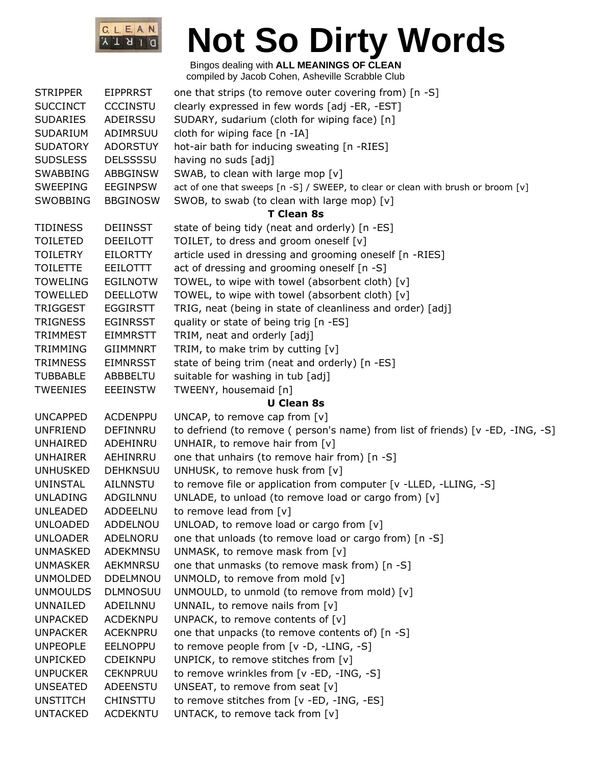# Not So Dirty Words

Bingos dealing with **ALL MEANINGS OF CLEAN**
compiled by Jacob Cohen, Asheville Scrabble Club

| | | |
|---|---|---|
| STRIPPER | EIPPRRST | one that strips (to remove outer covering from) [n -S] |
| SUCCINCT | CCCINSTU | clearly expressed in few words [adj -ER, -EST] |
| SUDARIES | ADEIRSSU | SUDARY, sudarium (cloth for wiping face) [n] |
| SUDARIUM | ADIMRSUU | cloth for wiping face [n -IA] |
| SUDATORY | ADORSTUY | hot-air bath for inducing sweating [n -RIES] |
| SUDSLESS | DELSSSSU | having no suds [adj] |
| SWABBING | ABBGINSW | SWAB, to clean with large mop [v] |
| SWEEPING | EEGINPSW | act of one that sweeps [n -S] / SWEEP, to clear or clean with brush or broom [v] |
| SWOBBING | BBGINOSW | SWOB, to swab (to clean with large mop) [v] |

**T Clean 8s**

| | | |
|---|---|---|
| TIDINESS | DEIINSST | state of being tidy (neat and orderly) [n -ES] |
| TOILETED | DEEILOTT | TOILET, to dress and groom oneself [v] |
| TOILETRY | EILORTTY | article used in dressing and grooming oneself [n -RIES] |
| TOILETTE | EEILOTTT | act of dressing and grooming oneself [n -S] |
| TOWELING | EGILNOTW | TOWEL, to wipe with towel (absorbent cloth) [v] |
| TOWELLED | DEELLOTW | TOWEL, to wipe with towel (absorbent cloth) [v] |
| TRIGGEST | EGGIRSTT | TRIG, neat (being in state of cleanliness and order) [adj] |
| TRIGNESS | EGINRSST | quality or state of being trig [n -ES] |
| TRIMMEST | EIMMRSTT | TRIM, neat and orderly [adj] |
| TRIMMING | GIIMMNRT | TRIM, to make trim by cutting [v] |
| TRIMNESS | EIMNRSST | state of being trim (neat and orderly) [n -ES] |
| TUBBABLE | ABBBELTU | suitable for washing in tub [adj] |
| TWEENIES | EEEINSTW | TWEENY, housemaid [n] |

**U Clean 8s**

| | | |
|---|---|---|
| UNCAPPED | ACDENPPU | UNCAP, to remove cap from [v] |
| UNFRIEND | DEFINNRU | to defriend (to remove ( person's name) from list of friends) [v -ED, -ING, -S] |
| UNHAIRED | ADEHINRU | UNHAIR, to remove hair from [v] |
| UNHAIRER | AEHINRRU | one that unhairs (to remove hair from) [n -S] |
| UNHUSKED | DEHKNSUU | UNHUSK, to remove husk from [v] |
| UNINSTAL | AILNNSTU | to remove file or application from computer [v -LLED, -LLING, -S] |
| UNLADING | ADGILNNU | UNLADE, to unload (to remove load or cargo from) [v] |
| UNLEADED | ADDEELNU | to remove lead from [v] |
| UNLOADED | ADDELNOU | UNLOAD, to remove load or cargo from [v] |
| UNLOADER | ADELNORU | one that unloads (to remove load or cargo from) [n -S] |
| UNMASKED | ADEKMNSU | UNMASK, to remove mask from [v] |
| UNMASKER | AEKMNRSU | one that unmasks (to remove mask from) [n -S] |
| UNMOLDED | DDELMNOU | UNMOLD, to remove from mold [v] |
| UNMOULDS | DLMNOSUU | UNMOULD, to unmold (to remove from mold) [v] |
| UNNAILED | ADEILNNU | UNNAIL, to remove nails from [v] |
| UNPACKED | ACDEKNPU | UNPACK, to remove contents of [v] |
| UNPACKER | ACEKNPRU | one that unpacks (to remove contents of) [n -S] |
| UNPEOPLE | EELNOPPU | to remove people from [v -D, -LING, -S] |
| UNPICKED | CDEIKNPU | UNPICK, to remove stitches from [v] |
| UNPUCKER | CEKNPRUU | to remove wrinkles from [v -ED, -ING, -S] |
| UNSEATED | ADEENSTU | UNSEAT, to remove from seat [v] |
| UNSTITCH | CHINSTTU | to remove stitches from [v -ED, -ING, -ES] |
| UNTACKED | ACDEKNTU | UNTACK, to remove tack from [v] |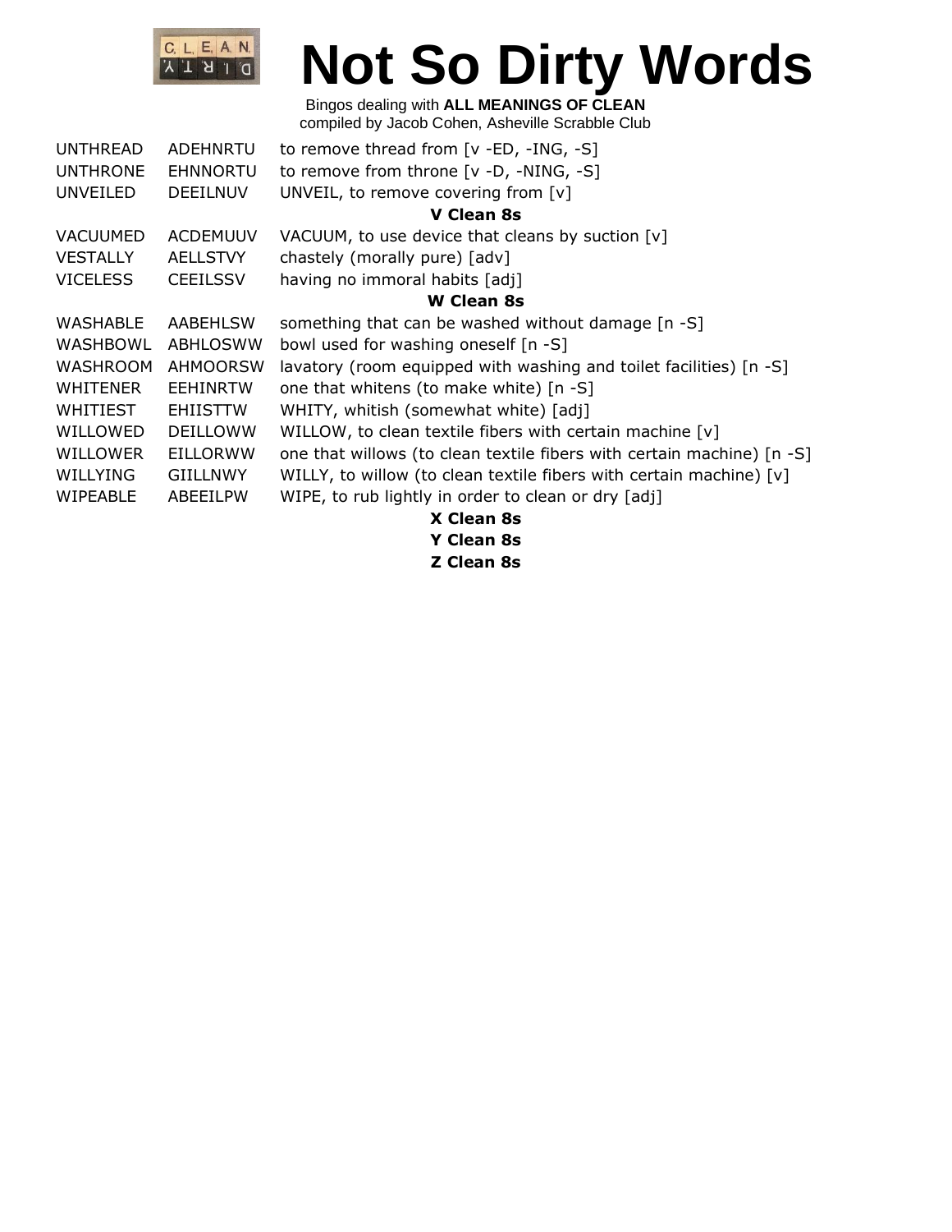| | | |
|---|---|---|
| UNTHREAD | ADEHNRTU | to remove thread from [v -ED, -ING, -S] |
| UNTHRONE | EHNNORTU | to remove from throne [v -D, -NING, -S] |
| UNVEILED | DEEILNUV | UNVEIL, to remove covering from [v] |

**V Clean 8s**

| | | |
|---|---|---|
| VACUUMED | ACDEMUUV | VACUUM, to use device that cleans by suction [v] |
| VESTALLY | AELLSTVY | chastely (morally pure) [adv] |
| VICELESS | CEEILSSV | having no immoral habits [adj] |

**W Clean 8s**

| | | |
|---|---|---|
| WASHABLE | AABEHLSW | something that can be washed without damage [n -S] |
| WASHBOWL | ABHLOSWW | bowl used for washing oneself [n -S] |
| WASHROOM | AHMOORSW | lavatory (room equipped with washing and toilet facilities) [n -S] |
| WHITENER | EEHINRTW | one that whitens (to make white) [n -S] |
| WHITIEST | EHIISTTW | WHITY, whitish (somewhat white) [adj] |
| WILLOWED | DEILLOWW | WILLOW, to clean textile fibers with certain machine [v] |
| WILLOWER | EILLORWW | one that willows (to clean textile fibers with certain machine) [n -S] |
| WILLYING | GIILLNWY | WILLY, to willow (to clean textile fibers with certain machine) [v] |
| WIPEABLE | ABEEILPW | WIPE, to rub lightly in order to clean or dry [adj] |

**X Clean 8s**

**Y Clean 8s**

**Z Clean 8s**